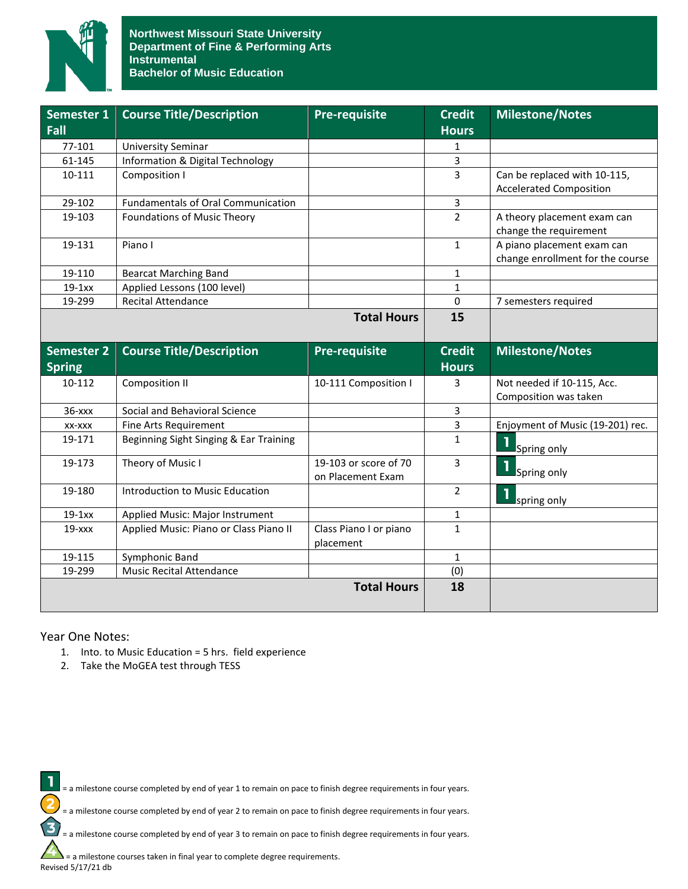# Northwest Missouri State University
## Department of Fine & Performing Arts
## Instrumental
## Bachelor of Music Education

| Semester 1 Fall | Course Title/Description | Pre-requisite | Credit Hours | Milestone/Notes |
|---|---|---|---|---|
| 77-101 | University Seminar | | 1 | |
| 61-145 | Information & Digital Technology | | 3 | |
| 10-111 | Composition I | | 3 | Can be replaced with 10-115, Accelerated Composition |
| 29-102 | Fundamentals of Oral Communication | | 3 | |
| 19-103 | Foundations of Music Theory | | 2 | A theory placement exam can change the requirement |
| 19-131 | Piano I | | 1 | A piano placement exam can change enrollment for the course |
| 19-110 | Bearcat Marching Band | | 1 | |
| 19-1xx | Applied Lessons (100 level) | | 1 | |
| 19-299 | Recital Attendance | | 0 | 7 semesters required |
| | | **Total Hours** | **15** | |

| Semester 2 Spring | Course Title/Description | Pre-requisite | Credit Hours | Milestone/Notes |
|---|---|---|---|---|
| 10-112 | Composition II | 10-111 Composition I | 3 | Not needed if 10-115, Acc. Composition was taken |
| 36-xxx | Social and Behavioral Science | | 3 | |
| xx-xxx | Fine Arts Requirement | | 3 | Enjoyment of Music (19-201) rec. |
| 19-171 | Beginning Sight Singing & Ear Training | | 1 | 1 Spring only |
| 19-173 | Theory of Music I | 19-103 or score of 70 on Placement Exam | 3 | 1 Spring only |
| 19-180 | Introduction to Music Education | | 2 | 1 spring only |
| 19-1xx | Applied Music: Major Instrument | | 1 | |
| 19-xxx | Applied Music: Piano or Class Piano II | Class Piano I or piano placement | 1 | |
| 19-115 | Symphonic Band | | 1 | |
| 19-299 | Music Recital Attendance | | (0) | |
| | | **Total Hours** | **18** | |

Year One Notes:

1. Into. to Music Education = 5 hrs. field experience
2. Take the MoGEA test through TESS

1 = a milestone course completed by end of year 1 to remain on pace to finish degree requirements in four years.

2 = a milestone course completed by end of year 2 to remain on pace to finish degree requirements in four years.

3 = a milestone course completed by end of year 3 to remain on pace to finish degree requirements in four years.

4 = a milestone courses taken in final year to complete degree requirements.

Revised 5/17/21 db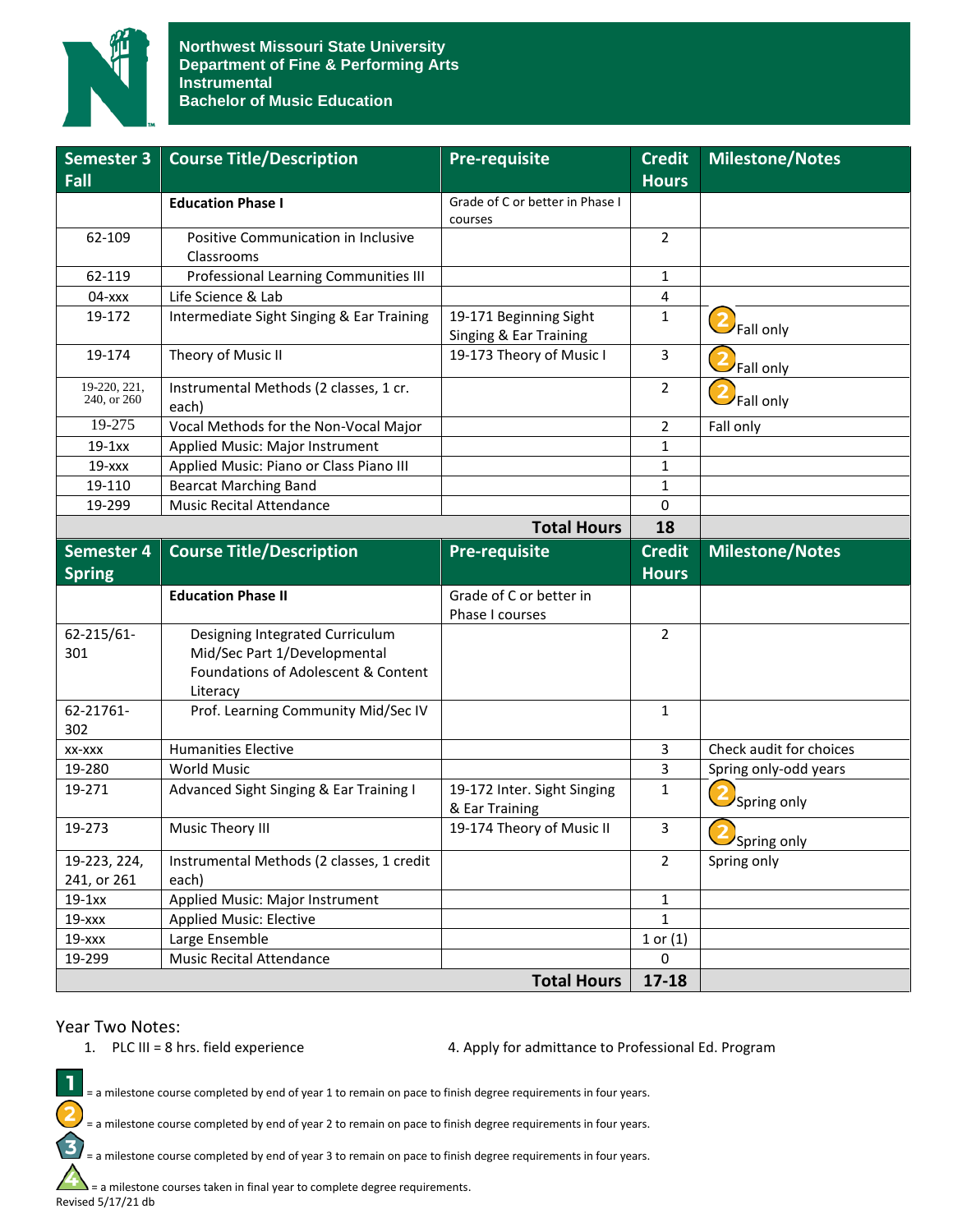**Northwest Missouri State University**
**Department of Fine & Performing Arts**
**Instrumental**
**Bachelor of Music Education**

| Semester 3 Fall | Course Title/Description | Pre-requisite | Credit Hours | Milestone/Notes |
|---|---|---|---|---|
| | **Education Phase I** | Grade of C or better in Phase I courses | | |
| 62-109 | Positive Communication in Inclusive Classrooms | | 2 | |
| 62-119 | Professional Learning Communities III | | 1 | |
| 04-xxx | Life Science & Lab | | 4 | |
| 19-172 | Intermediate Sight Singing & Ear Training | 19-171 Beginning Sight Singing & Ear Training | 1 | 2 Fall only |
| 19-174 | Theory of Music II | 19-173 Theory of Music I | 3 | 2 Fall only |
| 19-220, 221, 240, or 260 | Instrumental Methods (2 classes, 1 cr. each) | | 2 | 2 Fall only |
| 19-275 | Vocal Methods for the Non-Vocal Major | | 2 | Fall only |
| 19-1xx | Applied Music: Major Instrument | | 1 | |
| 19-xxx | Applied Music: Piano or Class Piano III | | 1 | |
| 19-110 | Bearcat Marching Band | | 1 | |
| 19-299 | Music Recital Attendance | | 0 | |
| | | **Total Hours** | **18** | |

| Semester 4 Spring | Course Title/Description | Pre-requisite | Credit Hours | Milestone/Notes |
|---|---|---|---|---|
| | **Education Phase II** | Grade of C or better in Phase I courses | | |
| 62-215/61-301 | Designing Integrated Curriculum Mid/Sec Part 1/Developmental Foundations of Adolescent & Content Literacy | | 2 | |
| 62-21761-302 | Prof. Learning Community Mid/Sec IV | | 1 | |
| xx-xxx | Humanities Elective | | 3 | Check audit for choices |
| 19-280 | World Music | | 3 | Spring only-odd years |
| 19-271 | Advanced Sight Singing & Ear Training I | 19-172 Inter. Sight Singing & Ear Training | 1 | 2 Spring only |
| 19-273 | Music Theory III | 19-174 Theory of Music II | 3 | 2 Spring only |
| 19-223, 224, 241, or 261 | Instrumental Methods (2 classes, 1 credit each) | | 2 | Spring only |
| 19-1xx | Applied Music: Major Instrument | | 1 | |
| 19-xxx | Applied Music: Elective | | 1 | |
| 19-xxx | Large Ensemble | | 1 or (1) | |
| 19-299 | Music Recital Attendance | | 0 | |
| | | **Total Hours** | **17-18** | |

Year Two Notes:

1. PLC III = 8 hrs. field experience

4. Apply for admittance to Professional Ed. Program

1 = a milestone course completed by end of year 1 to remain on pace to finish degree requirements in four years.

2 = a milestone course completed by end of year 2 to remain on pace to finish degree requirements in four years.

3 = a milestone course completed by end of year 3 to remain on pace to finish degree requirements in four years.

4 = a milestone courses taken in final year to complete degree requirements.

Revised 5/17/21 db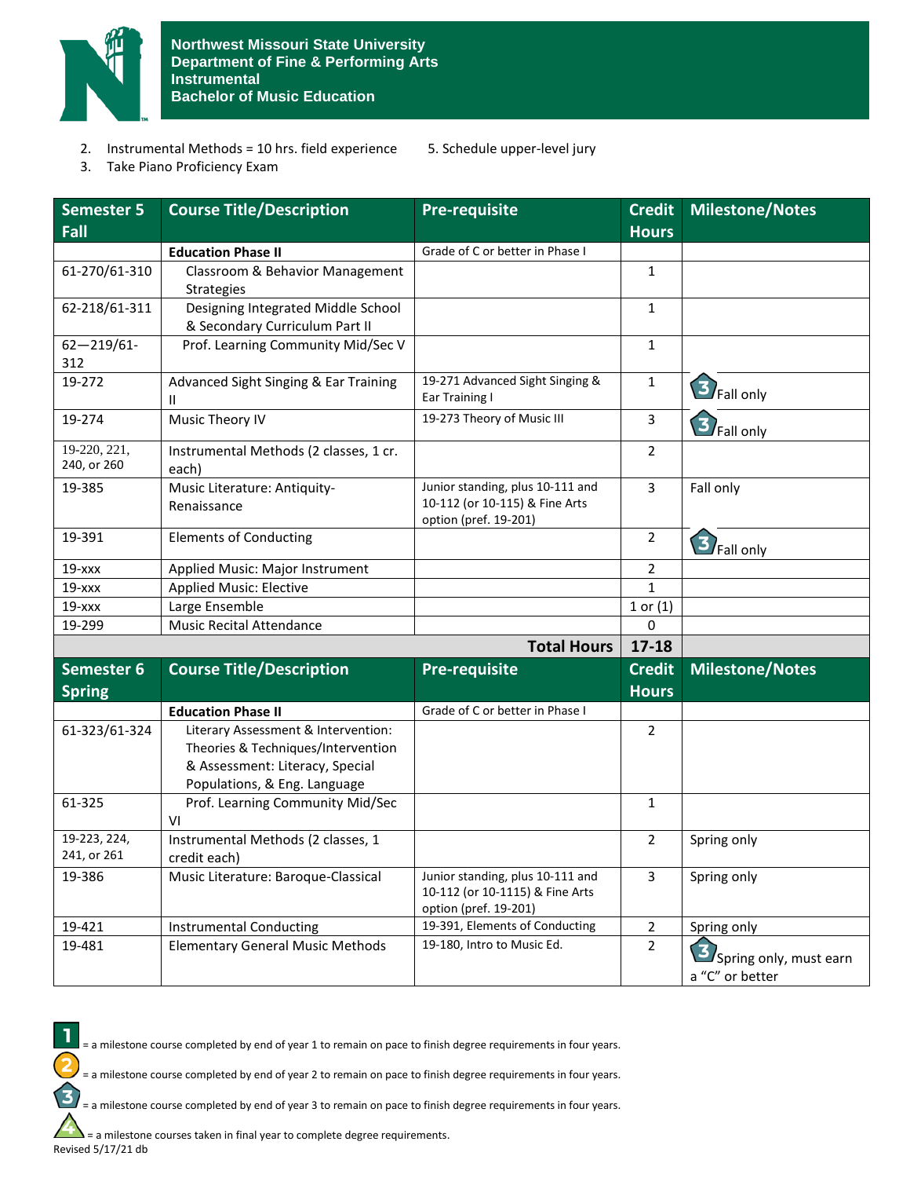**Northwest Missouri State University**
**Department of Fine & Performing Arts**
**Instrumental**
**Bachelor of Music Education**

2. Instrumental Methods = 10 hrs. field experience
3. Take Piano Proficiency Exam
5. Schedule upper-level jury

| Semester 5 Fall | Course Title/Description | Pre-requisite | Credit Hours | Milestone/Notes |
|---|---|---|---|---|
| | **Education Phase II** | Grade of C or better in Phase I | | |
| 61-270/61-310 | Classroom & Behavior Management Strategies | | 1 | |
| 62-218/61-311 | Designing Integrated Middle School & Secondary Curriculum Part II | | 1 | |
| 62—219/61-312 | Prof. Learning Community Mid/Sec V | | 1 | |
| 19-272 | Advanced Sight Singing & Ear Training II | 19-271 Advanced Sight Singing & Ear Training I | 1 | 3 Fall only |
| 19-274 | Music Theory IV | 19-273 Theory of Music III | 3 | 3 Fall only |
| 19-220, 221, 240, or 260 | Instrumental Methods (2 classes, 1 cr. each) | | 2 | |
| 19-385 | Music Literature: Antiquity-Renaissance | Junior standing, plus 10-111 and 10-112 (or 10-115) & Fine Arts option (pref. 19-201) | 3 | Fall only |
| 19-391 | Elements of Conducting | | 2 | 3 Fall only |
| 19-xxx | Applied Music: Major Instrument | | 2 | |
| 19-xxx | Applied Music: Elective | | 1 | |
| 19-xxx | Large Ensemble | | 1 or (1) | |
| 19-299 | Music Recital Attendance | | 0 | |
| | | **Total Hours** | **17-18** | |

| Semester 6 Spring | Course Title/Description | Pre-requisite | Credit Hours | Milestone/Notes |
|---|---|---|---|---|
| | **Education Phase II** | Grade of C or better in Phase I | | |
| 61-323/61-324 | Literary Assessment & Intervention: Theories & Techniques/Intervention & Assessment: Literacy, Special Populations, & Eng. Language | | 2 | |
| 61-325 | Prof. Learning Community Mid/Sec VI | | 1 | |
| 19-223, 224, 241, or 261 | Instrumental Methods (2 classes, 1 credit each) | | 2 | Spring only |
| 19-386 | Music Literature: Baroque-Classical | Junior standing, plus 10-111 and 10-112 (or 10-1115) & Fine Arts option (pref. 19-201) | 3 | Spring only |
| 19-421 | Instrumental Conducting | 19-391, Elements of Conducting | 2 | Spring only |
| 19-481 | Elementary General Music Methods | 19-180, Intro to Music Ed. | 2 | 3 Spring only, must earn a "C" or better |

1 = a milestone course completed by end of year 1 to remain on pace to finish degree requirements in four years.

2 = a milestone course completed by end of year 2 to remain on pace to finish degree requirements in four years.

3 = a milestone course completed by end of year 3 to remain on pace to finish degree requirements in four years.

4 = a milestone courses taken in final year to complete degree requirements.

Revised 5/17/21 db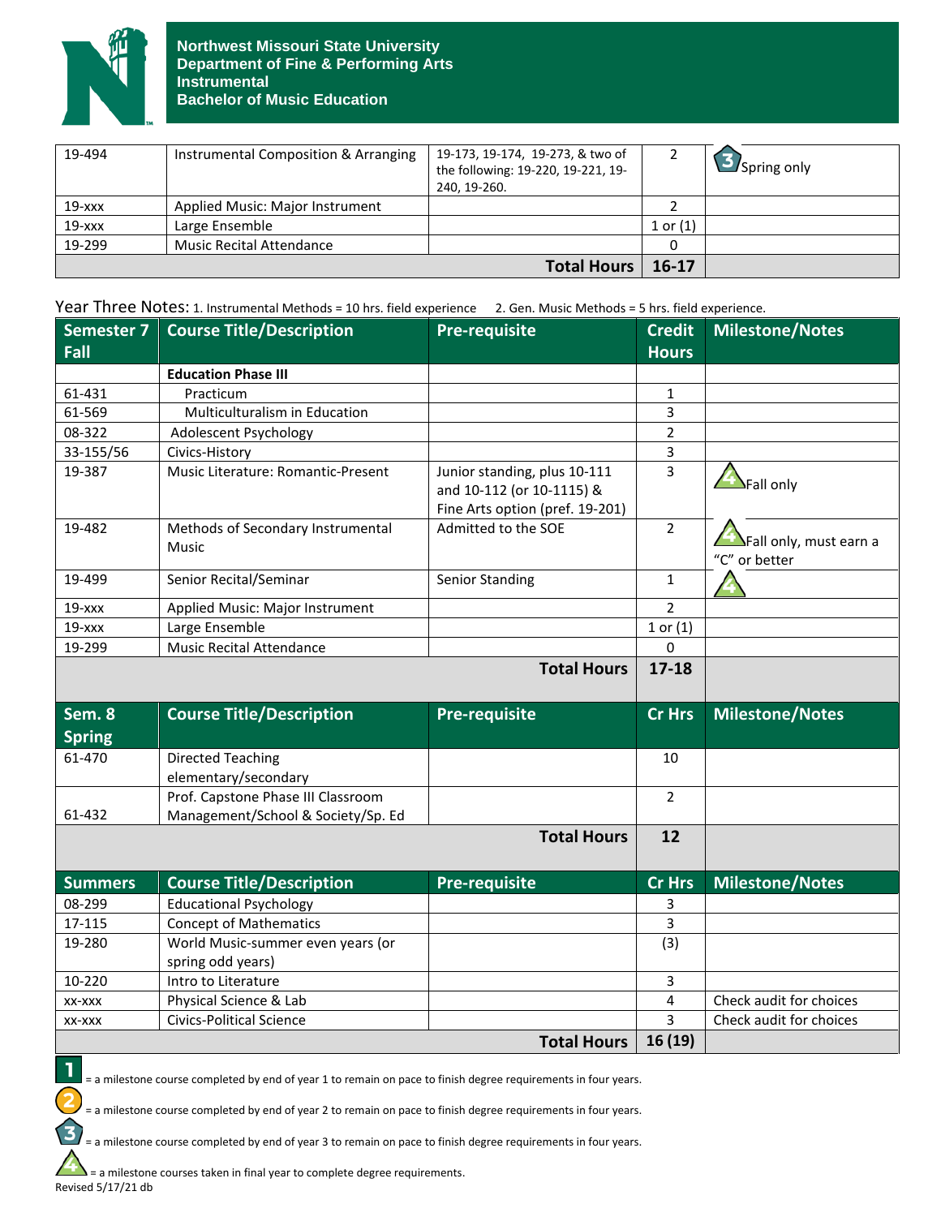**Northwest Missouri State University**
**Department of Fine & Performing Arts**
**Instrumental**
**Bachelor of Music Education**

| | | | | |
|---|---|---|---|---|
| 19-494 | Instrumental Composition & Arranging | 19-173, 19-174, 19-273, & two of the following: 19-220, 19-221, 19-240, 19-260. | 2 | 3 Spring only |
| 19-xxx | Applied Music: Major Instrument | | 2 | |
| 19-xxx | Large Ensemble | | 1 or (1) | |
| 19-299 | Music Recital Attendance | | 0 | |
| | | **Total Hours** | **16-17** | |

Year Three Notes: 1. Instrumental Methods = 10 hrs. field experience 2. Gen. Music Methods = 5 hrs. field experience.

| Semester 7 Fall | Course Title/Description | Pre-requisite | Credit Hours | Milestone/Notes |
|---|---|---|---|---|
| | **Education Phase III** | | | |
| 61-431 | Practicum | | 1 | |
| 61-569 | Multiculturalism in Education | | 3 | |
| 08-322 | Adolescent Psychology | | 2 | |
| 33-155/56 | Civics-History | | 3 | |
| 19-387 | Music Literature: Romantic-Present | Junior standing, plus 10-111 and 10-112 (or 10-1115) & Fine Arts option (pref. 19-201) | 3 | 4 Fall only |
| 19-482 | Methods of Secondary Instrumental Music | Admitted to the SOE | 2 | 4 Fall only, must earn a "C" or better |
| 19-499 | Senior Recital/Seminar | Senior Standing | 1 | 4 |
| 19-xxx | Applied Music: Major Instrument | | 2 | |
| 19-xxx | Large Ensemble | | 1 or (1) | |
| 19-299 | Music Recital Attendance | | 0 | |
| | | **Total Hours** | **17-18** | |

| Sem. 8 Spring | Course Title/Description | Pre-requisite | Cr Hrs | Milestone/Notes |
|---|---|---|---|---|
| 61-470 | Directed Teaching elementary/secondary | | 10 | |
| 61-432 | Prof. Capstone Phase III Classroom Management/School & Society/Sp. Ed | | 2 | |
| | | **Total Hours** | **12** | |

| Summers | Course Title/Description | Pre-requisite | Cr Hrs | Milestone/Notes |
|---|---|---|---|---|
| 08-299 | Educational Psychology | | 3 | |
| 17-115 | Concept of Mathematics | | 3 | |
| 19-280 | World Music-summer even years (or spring odd years) | | (3) | |
| 10-220 | Intro to Literature | | 3 | |
| xx-xxx | Physical Science & Lab | | 4 | Check audit for choices |
| xx-xxx | Civics-Political Science | | 3 | Check audit for choices |
| | | **Total Hours** | **16 (19)** | |

1 = a milestone course completed by end of year 1 to remain on pace to finish degree requirements in four years.

2 = a milestone course completed by end of year 2 to remain on pace to finish degree requirements in four years.

3 = a milestone course completed by end of year 3 to remain on pace to finish degree requirements in four years.

4 = a milestone courses taken in final year to complete degree requirements.

Revised 5/17/21 db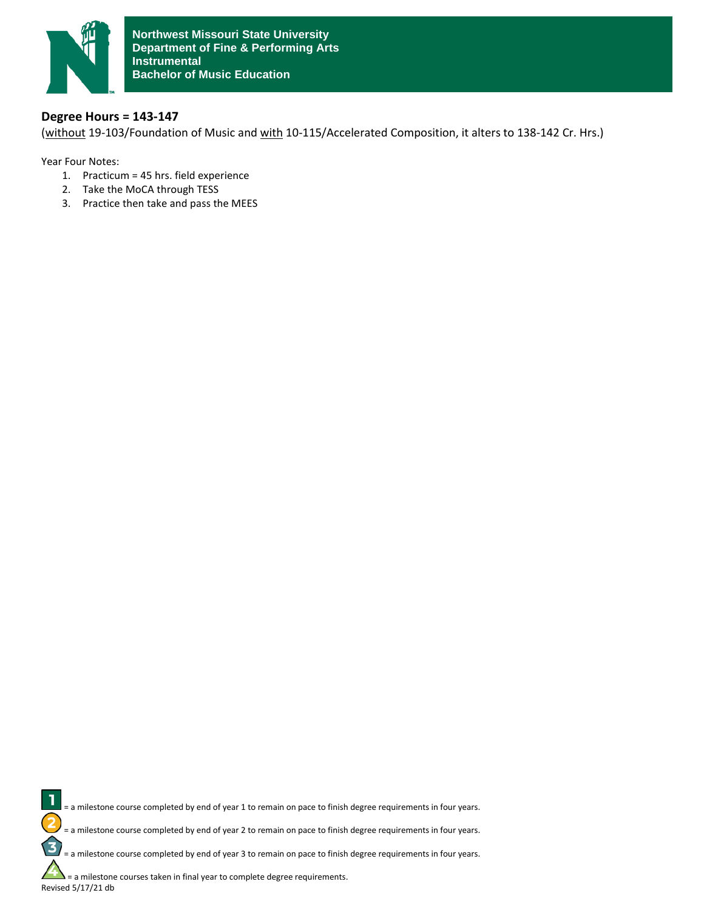**Northwest Missouri State University**
**Department of Fine & Performing Arts**
**Instrumental**
**Bachelor of Music Education**

## Degree Hours = 143-147

(without 19-103/Foundation of Music and with 10-115/Accelerated Composition, it alters to 138-142 Cr. Hrs.)

Year Four Notes:

1. Practicum = 45 hrs. field experience
2. Take the MoCA through TESS
3. Practice then take and pass the MEES

1 = a milestone course completed by end of year 1 to remain on pace to finish degree requirements in four years.

2 = a milestone course completed by end of year 2 to remain on pace to finish degree requirements in four years.

3 = a milestone course completed by end of year 3 to remain on pace to finish degree requirements in four years.

4 = a milestone courses taken in final year to complete degree requirements.

Revised 5/17/21 db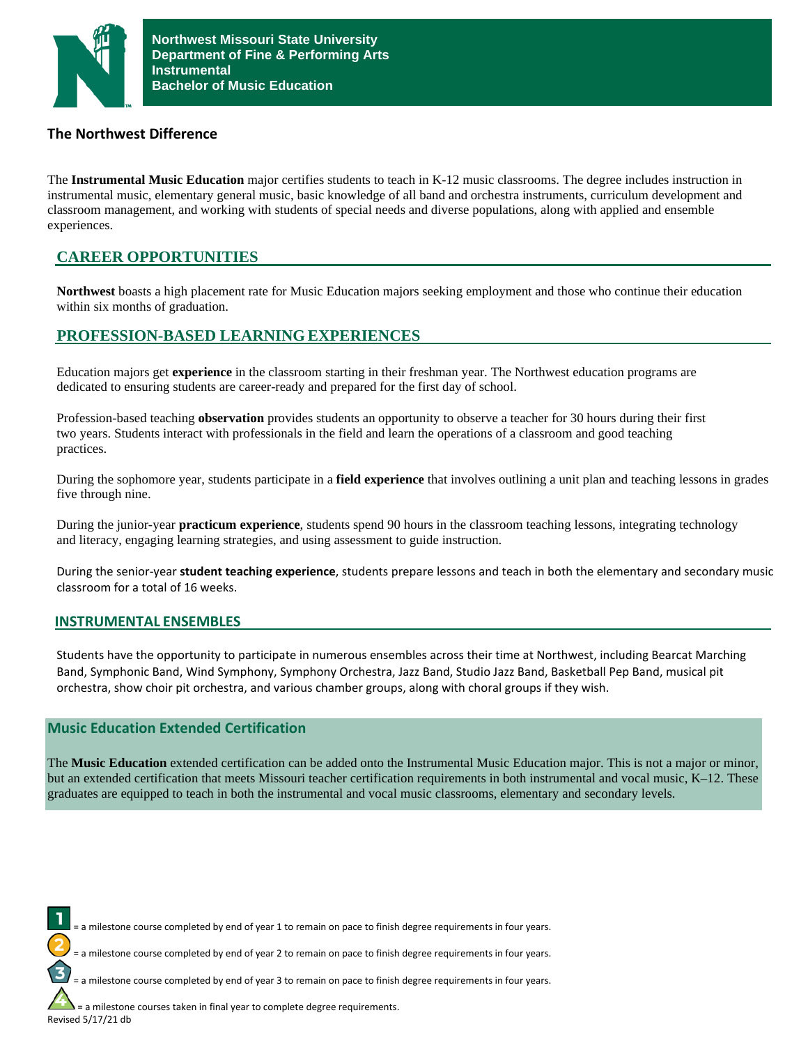**Northwest Missouri State University**
**Department of Fine & Performing Arts**
**Instrumental**
**Bachelor of Music Education**

## The Northwest Difference

The **Instrumental Music Education** major certifies students to teach in K-12 music classrooms. The degree includes instruction in instrumental music, elementary general music, basic knowledge of all band and orchestra instruments, curriculum development and classroom management, and working with students of special needs and diverse populations, along with applied and ensemble experiences.

## CAREER OPPORTUNITIES

**Northwest** boasts a high placement rate for Music Education majors seeking employment and those who continue their education within six months of graduation.

## PROFESSION-BASED LEARNING EXPERIENCES

Education majors get **experience** in the classroom starting in their freshman year. The Northwest education programs are dedicated to ensuring students are career-ready and prepared for the first day of school.

Profession-based teaching **observation** provides students an opportunity to observe a teacher for 30 hours during their first two years. Students interact with professionals in the field and learn the operations of a classroom and good teaching practices.

During the sophomore year, students participate in a **field experience** that involves outlining a unit plan and teaching lessons in grades five through nine.

During the junior-year **practicum experience**, students spend 90 hours in the classroom teaching lessons, integrating technology and literacy, engaging learning strategies, and using assessment to guide instruction.

During the senior-year **student teaching experience**, students prepare lessons and teach in both the elementary and secondary music classroom for a total of 16 weeks.

## INSTRUMENTAL ENSEMBLES

Students have the opportunity to participate in numerous ensembles across their time at Northwest, including Bearcat Marching Band, Symphonic Band, Wind Symphony, Symphony Orchestra, Jazz Band, Studio Jazz Band, Basketball Pep Band, musical pit orchestra, show choir pit orchestra, and various chamber groups, along with choral groups if they wish.

## Music Education Extended Certification

The **Music Education** extended certification can be added onto the Instrumental Music Education major. This is not a major or minor, but an extended certification that meets Missouri teacher certification requirements in both instrumental and vocal music, K–12. These graduates are equipped to teach in both the instrumental and vocal music classrooms, elementary and secondary levels.

1 = a milestone course completed by end of year 1 to remain on pace to finish degree requirements in four years.

2 = a milestone course completed by end of year 2 to remain on pace to finish degree requirements in four years.

3 = a milestone course completed by end of year 3 to remain on pace to finish degree requirements in four years.

4 = a milestone courses taken in final year to complete degree requirements.

Revised 5/17/21 db